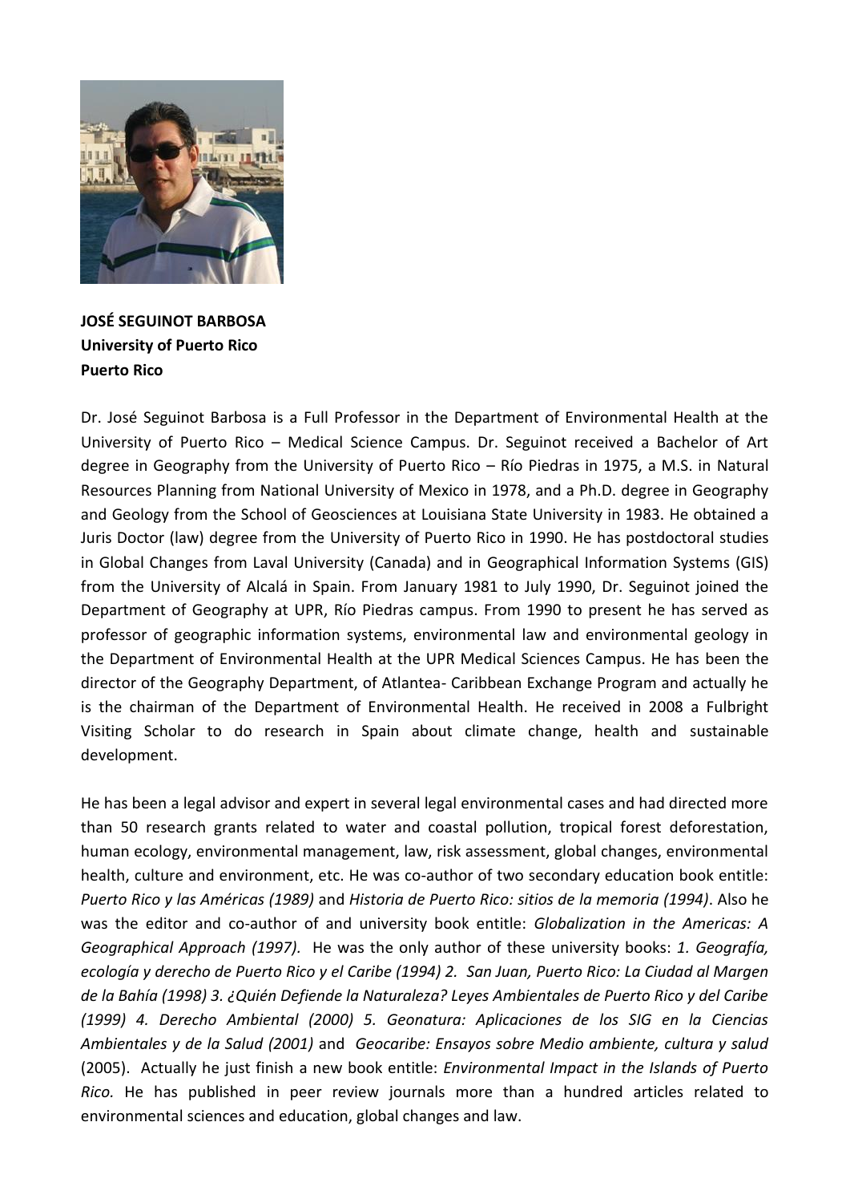**JOSÉ SEGUINOT BARBOSA**
**University of Puerto Rico**
**Puerto Rico**

Dr. José Seguinot Barbosa is a Full Professor in the Department of Environmental Health at the University of Puerto Rico – Medical Science Campus. Dr. Seguinot received a Bachelor of Art degree in Geography from the University of Puerto Rico – Río Piedras in 1975, a M.S. in Natural Resources Planning from National University of Mexico in 1978, and a Ph.D. degree in Geography and Geology from the School of Geosciences at Louisiana State University in 1983. He obtained a Juris Doctor (law) degree from the University of Puerto Rico in 1990. He has postdoctoral studies in Global Changes from Laval University (Canada) and in Geographical Information Systems (GIS) from the University of Alcalá in Spain. From January 1981 to July 1990, Dr. Seguinot joined the Department of Geography at UPR, Río Piedras campus. From 1990 to present he has served as professor of geographic information systems, environmental law and environmental geology in the Department of Environmental Health at the UPR Medical Sciences Campus. He has been the director of the Geography Department, of Atlantea- Caribbean Exchange Program and actually he is the chairman of the Department of Environmental Health. He received in 2008 a Fulbright Visiting Scholar to do research in Spain about climate change, health and sustainable development.

He has been a legal advisor and expert in several legal environmental cases and had directed more than 50 research grants related to water and coastal pollution, tropical forest deforestation, human ecology, environmental management, law, risk assessment, global changes, environmental health, culture and environment, etc. He was co-author of two secondary education book entitle: *Puerto Rico y las Américas (1989)* and *Historia de Puerto Rico: sitios de la memoria (1994)*. Also he was the editor and co-author of and university book entitle: *Globalization in the Americas: A Geographical Approach (1997).* He was the only author of these university books: *1. Geografía, ecología y derecho de Puerto Rico y el Caribe (1994) 2. San Juan, Puerto Rico: La Ciudad al Margen de la Bahía (1998) 3. ¿Quién Defiende la Naturaleza? Leyes Ambientales de Puerto Rico y del Caribe (1999) 4. Derecho Ambiental (2000) 5. Geonatura: Aplicaciones de los SIG en la Ciencias Ambientales y de la Salud (2001)* and *Geocaribe: Ensayos sobre Medio ambiente, cultura y salud* (2005). Actually he just finish a new book entitle: *Environmental Impact in the Islands of Puerto Rico.* He has published in peer review journals more than a hundred articles related to environmental sciences and education, global changes and law.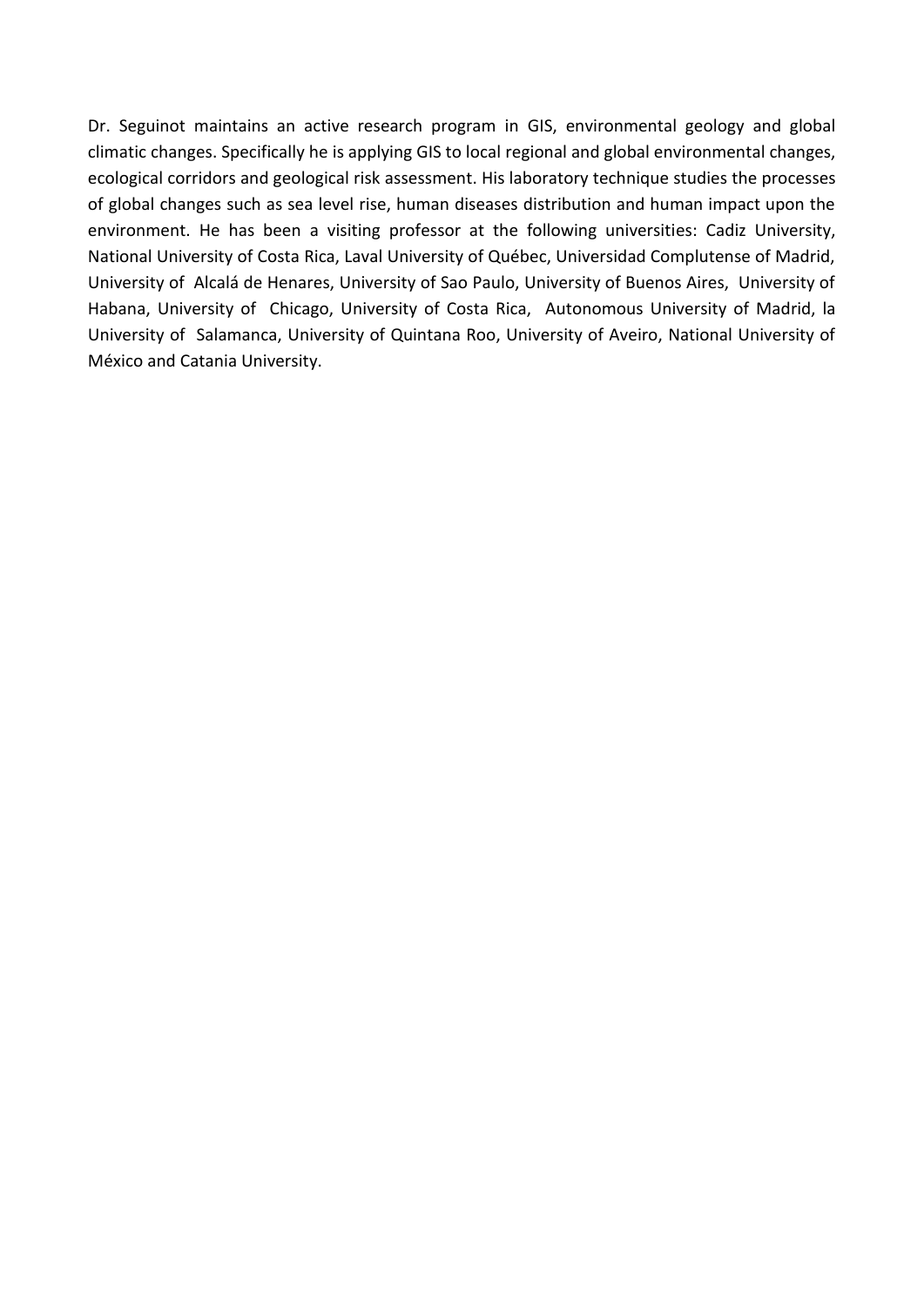Dr. Seguinot maintains an active research program in GIS, environmental geology and global climatic changes. Specifically he is applying GIS to local regional and global environmental changes, ecological corridors and geological risk assessment. His laboratory technique studies the processes of global changes such as sea level rise, human diseases distribution and human impact upon the environment. He has been a visiting professor at the following universities: Cadiz University, National University of Costa Rica, Laval University of Québec, Universidad Complutense of Madrid, University of Alcalá de Henares, University of Sao Paulo, University of Buenos Aires, University of Habana, University of Chicago, University of Costa Rica, Autonomous University of Madrid, la University of Salamanca, University of Quintana Roo, University of Aveiro, National University of México and Catania University.